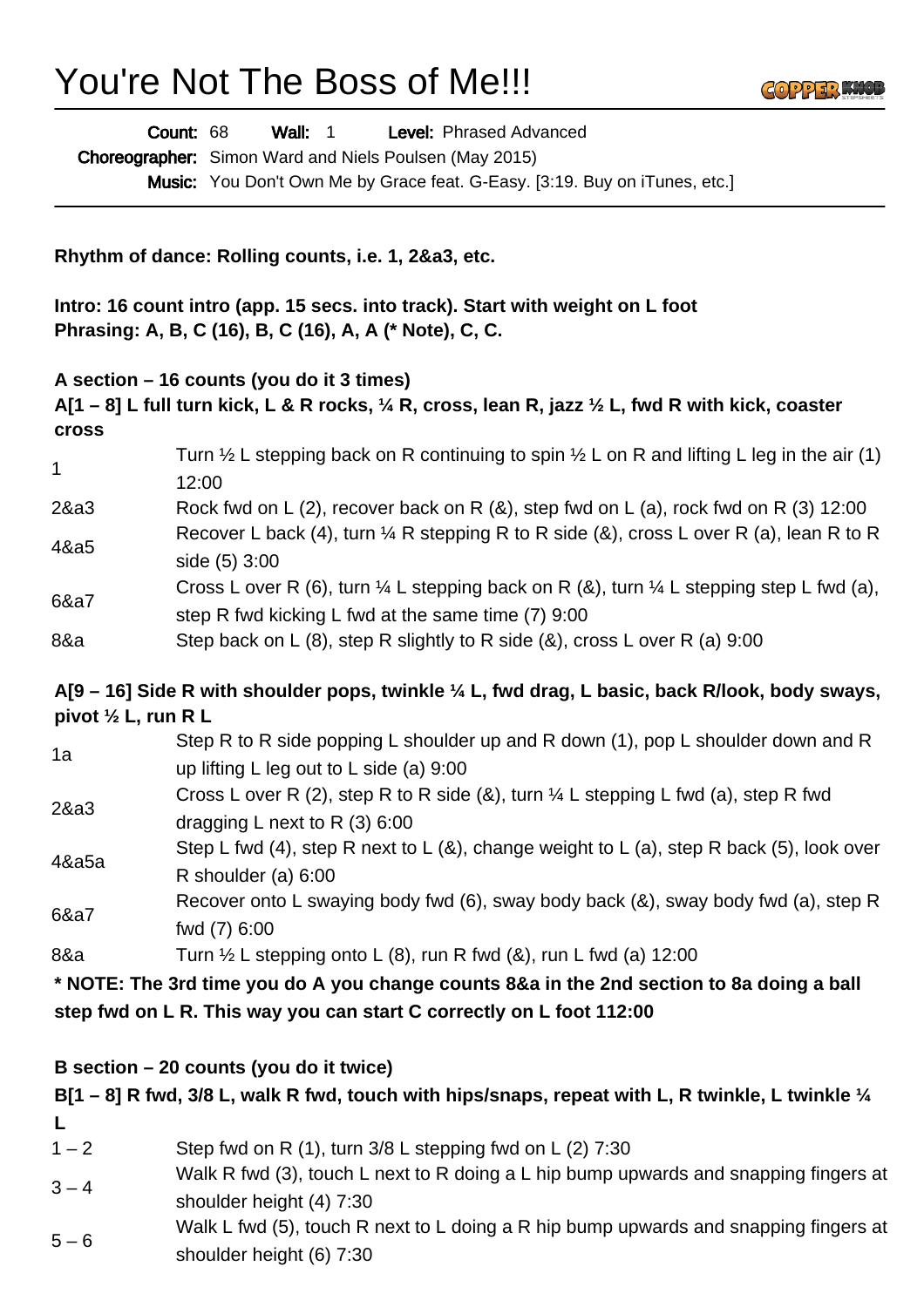# You're Not The Boss of Me!!!

**Count:** 68 **Wall:** 1 **Level:** Phrased Advanced

**Choreographer:** Simon Ward and Niels Poulsen (May 2015)

**Music:** You Don't Own Me by Grace feat. G-Easy. [3:19. Buy on iTunes, etc.]

---

**Rhythm of dance: Rolling counts, i.e. 1, 2&a3, etc.**

**Intro: 16 count intro (app. 15 secs. into track). Start with weight on L foot**
**Phrasing: A, B, C (16), B, C (16), A, A (* Note), C, C.**

**A section – 16 counts (you do it 3 times)**
**A[1 – 8] L full turn kick, L & R rocks, ¼ R, cross, lean R, jazz ½ L, fwd R with kick, coaster cross**

| | |
|---|---|
| 1 | Turn ½ L stepping back on R continuing to spin ½ L on R and lifting L leg in the air (1) 12:00 |
| 2&a3 | Rock fwd on L (2), recover back on R (&), step fwd on L (a), rock fwd on R (3) 12:00 |
| 4&a5 | Recover L back (4), turn ¼ R stepping R to R side (&), cross L over R (a), lean R to R side (5) 3:00 |
| 6&a7 | Cross L over R (6), turn ¼ L stepping back on R (&), turn ¼ L stepping step L fwd (a), step R fwd kicking L fwd at the same time (7) 9:00 |
| 8&a | Step back on L (8), step R slightly to R side (&), cross L over R (a) 9:00 |

**A[9 – 16] Side R with shoulder pops, twinkle ¼ L, fwd drag, L basic, back R/look, body sways, pivot ½ L, run R L**

| | |
|---|---|
| 1a | Step R to R side popping L shoulder up and R down (1), pop L shoulder down and R up lifting L leg out to L side (a) 9:00 |
| 2&a3 | Cross L over R (2), step R to R side (&), turn ¼ L stepping L fwd (a), step R fwd dragging L next to R (3) 6:00 |
| 4&a5a | Step L fwd (4), step R next to L (&), change weight to L (a), step R back (5), look over R shoulder (a) 6:00 |
| 6&a7 | Recover onto L swaying body fwd (6), sway body back (&), sway body fwd (a), step R fwd (7) 6:00 |
| 8&a | Turn ½ L stepping onto L (8), run R fwd (&), run L fwd (a) 12:00 |

**\* NOTE: The 3rd time you do A you change counts 8&a in the 2nd section to 8a doing a ball step fwd on L R. This way you can start C correctly on L foot 112:00**

**B section – 20 counts (you do it twice)**
**B[1 – 8] R fwd, 3/8 L, walk R fwd, touch with hips/snaps, repeat with L, R twinkle, L twinkle ¼ L**

| | |
|---|---|
| 1 – 2 | Step fwd on R (1), turn 3/8 L stepping fwd on L (2) 7:30 |
| 3 – 4 | Walk R fwd (3), touch L next to R doing a L hip bump upwards and snapping fingers at shoulder height (4) 7:30 |
| 5 – 6 | Walk L fwd (5), touch R next to L doing a R hip bump upwards and snapping fingers at shoulder height (6) 7:30 |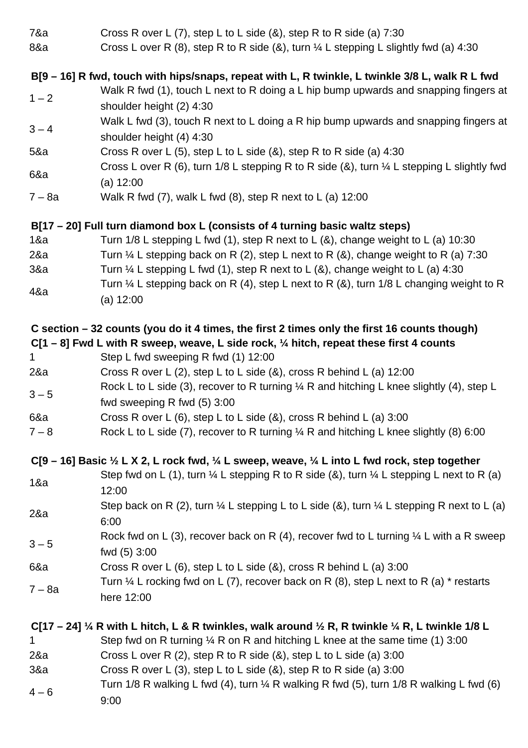| | |
|---|---|
| 7&a | Cross R over L (7), step L to L side (&), step R to R side (a) 7:30 |
| 8&a | Cross L over R (8), step R to R side (&), turn ¼ L stepping L slightly fwd (a) 4:30 |

**B[9 – 16] R fwd, touch with hips/snaps, repeat with L, R twinkle, L twinkle 3/8 L, walk R L fwd**

| | |
|---|---|
| 1 – 2 | Walk R fwd (1), touch L next to R doing a L hip bump upwards and snapping fingers at shoulder height (2) 4:30 |
| 3 – 4 | Walk L fwd (3), touch R next to L doing a R hip bump upwards and snapping fingers at shoulder height (4) 4:30 |
| 5&a | Cross R over L (5), step L to L side (&), step R to R side (a) 4:30 |
| 6&a | Cross L over R (6), turn 1/8 L stepping R to R side (&), turn ¼ L stepping L slightly fwd (a) 12:00 |
| 7 – 8a | Walk R fwd (7), walk L fwd (8), step R next to L (a) 12:00 |

**B[17 – 20] Full turn diamond box L (consists of 4 turning basic waltz steps)**

| | |
|---|---|
| 1&a | Turn 1/8 L stepping L fwd (1), step R next to L (&), change weight to L (a) 10:30 |
| 2&a | Turn ¼ L stepping back on R (2), step L next to R (&), change weight to R (a) 7:30 |
| 3&a | Turn ¼ L stepping L fwd (1), step R next to L (&), change weight to L (a) 4:30 |
| 4&a | Turn ¼ L stepping back on R (4), step L next to R (&), turn 1/8 L changing weight to R (a) 12:00 |

**C section – 32 counts (you do it 4 times, the first 2 times only the first 16 counts though)**
**C[1 – 8] Fwd L with R sweep, weave, L side rock, ¼ hitch, repeat these first 4 counts**

| | |
|---|---|
| 1 | Step L fwd sweeping R fwd (1) 12:00 |
| 2&a | Cross R over L (2), step L to L side (&), cross R behind L (a) 12:00 |
| 3 – 5 | Rock L to L side (3), recover to R turning ¼ R and hitching L knee slightly (4), step L fwd sweeping R fwd (5) 3:00 |
| 6&a | Cross R over L (6), step L to L side (&), cross R behind L (a) 3:00 |
| 7 – 8 | Rock L to L side (7), recover to R turning ¼ R and hitching L knee slightly (8) 6:00 |

**C[9 – 16] Basic ½ L X 2, L rock fwd, ¼ L sweep, weave, ¼ L into L fwd rock, step together**

| | |
|---|---|
| 1&a | Step fwd on L (1), turn ¼ L stepping R to R side (&), turn ¼ L stepping L next to R (a) 12:00 |
| 2&a | Step back on R (2), turn ¼ L stepping L to L side (&), turn ¼ L stepping R next to L (a) 6:00 |
| 3 – 5 | Rock fwd on L (3), recover back on R (4), recover fwd to L turning ¼ L with a R sweep fwd (5) 3:00 |
| 6&a | Cross R over L (6), step L to L side (&), cross R behind L (a) 3:00 |
| 7 – 8a | Turn ¼ L rocking fwd on L (7), recover back on R (8), step L next to R (a) * restarts here 12:00 |

**C[17 – 24] ¼ R with L hitch, L & R twinkles, walk around ½ R, R twinkle ¼ R, L twinkle 1/8 L**

| | |
|---|---|
| 1 | Step fwd on R turning ¼ R on R and hitching L knee at the same time (1) 3:00 |
| 2&a | Cross L over R (2), step R to R side (&), step L to L side (a) 3:00 |
| 3&a | Cross R over L (3), step L to L side (&), step R to R side (a) 3:00 |
| 4 – 6 | Turn 1/8 R walking L fwd (4), turn ¼ R walking R fwd (5), turn 1/8 R walking L fwd (6) 9:00 |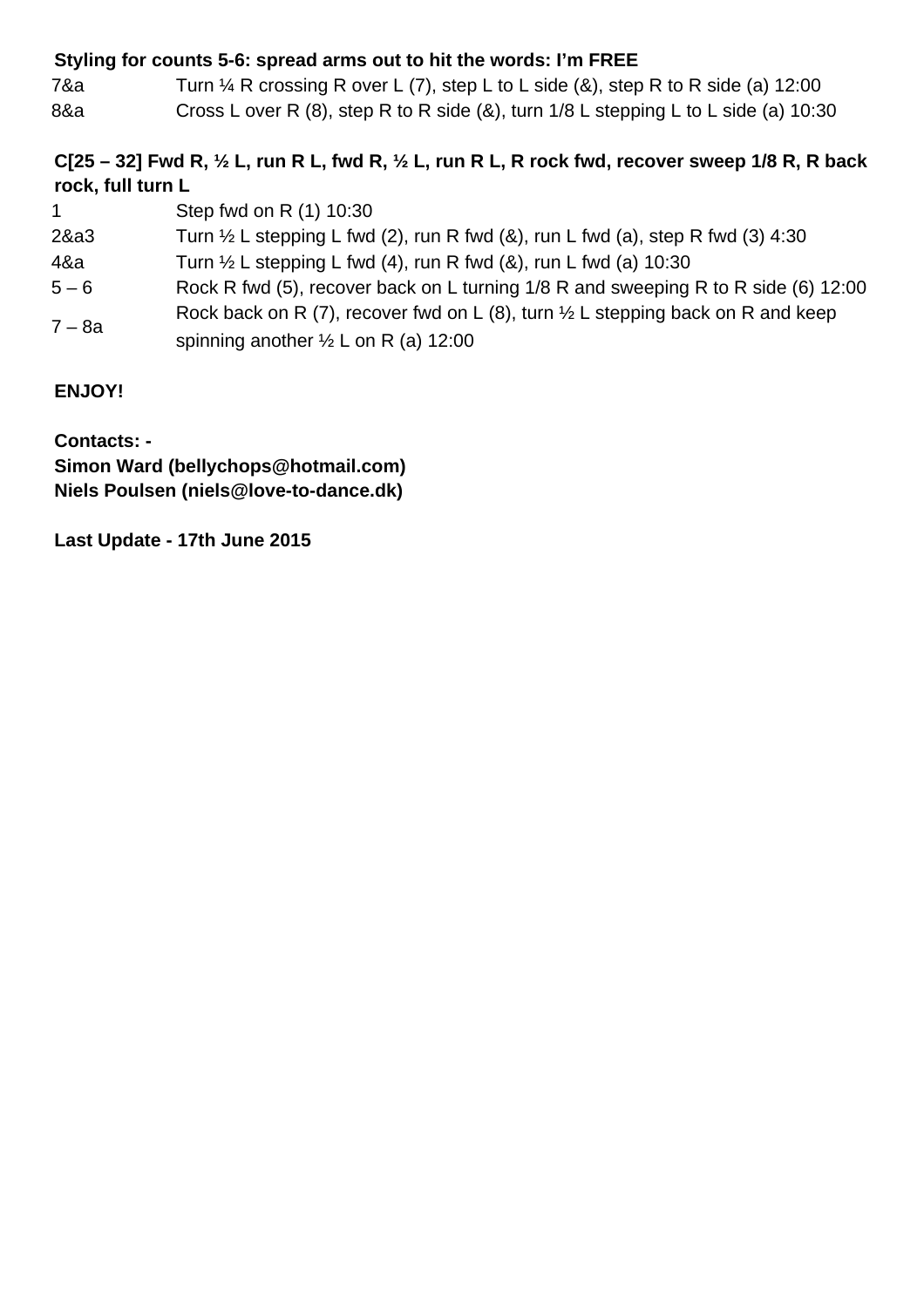**Styling for counts 5-6: spread arms out to hit the words: I'm FREE**

| | |
|---|---|
| 7&a | Turn ¼ R crossing R over L (7), step L to L side (&), step R to R side (a) 12:00 |
| 8&a | Cross L over R (8), step R to R side (&), turn 1/8 L stepping L to L side (a) 10:30 |

**C[25 – 32] Fwd R, ½ L, run R L, fwd R, ½ L, run R L, R rock fwd, recover sweep 1/8 R, R back rock, full turn L**

| | |
|---|---|
| 1 | Step fwd on R (1) 10:30 |
| 2&a3 | Turn ½ L stepping L fwd (2), run R fwd (&), run L fwd (a), step R fwd (3) 4:30 |
| 4&a | Turn ½ L stepping L fwd (4), run R fwd (&), run L fwd (a) 10:30 |
| 5 – 6 | Rock R fwd (5), recover back on L turning 1/8 R and sweeping R to R side (6) 12:00 |
| 7 – 8a | Rock back on R (7), recover fwd on L (8), turn ½ L stepping back on R and keep spinning another ½ L on R (a) 12:00 |

**ENJOY!**

**Contacts: -**
**Simon Ward (bellychops@hotmail.com)**
**Niels Poulsen (niels@love-to-dance.dk)**

**Last Update - 17th June 2015**